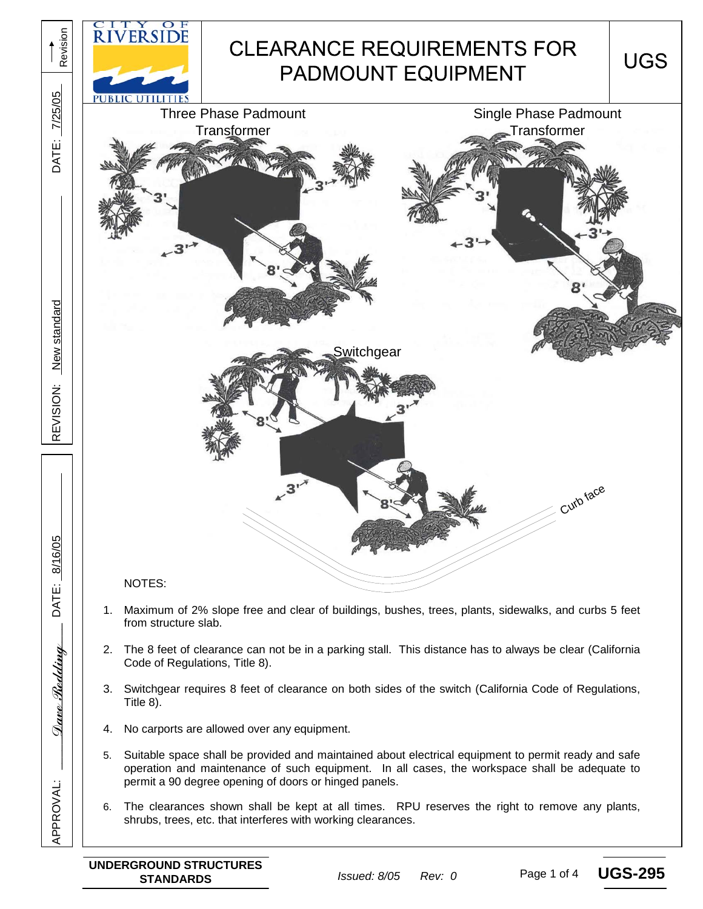# CLEARANCE REQUIREMENTS FOR PADMOUNT EQUIPMENT

**UGS**

Three Phase Padmount Transformer

Single Phase Padmount Transformer

Switchgear

Curb face

NOTES:

1. Maximum of 2% slope free and clear of buildings, bushes, trees, plants, sidewalks, and curbs 5 feet from structure slab.
2. The 8 feet of clearance can not be in a parking stall. This distance has to always be clear (California Code of Regulations, Title 8).
3. Switchgear requires 8 feet of clearance on both sides of the switch (California Code of Regulations, Title 8).
4. No carports are allowed over any equipment.
5. Suitable space shall be provided and maintained about electrical equipment to permit ready and safe operation and maintenance of such equipment. In all cases, the workspace shall be adequate to permit a 90 degree opening of doors or hinged panels.
6. The clearances shown shall be kept at all times. RPU reserves the right to remove any plants, shrubs, trees, etc. that interferes with working clearances.

REVISION: New standard DATE: 7/25/05

APPROVAL: Dave Redding DATE: 8/16/05

**UNDERGROUND STRUCTURES STANDARDS** *Issued: 8/05* *Rev: 0* **UGS-295**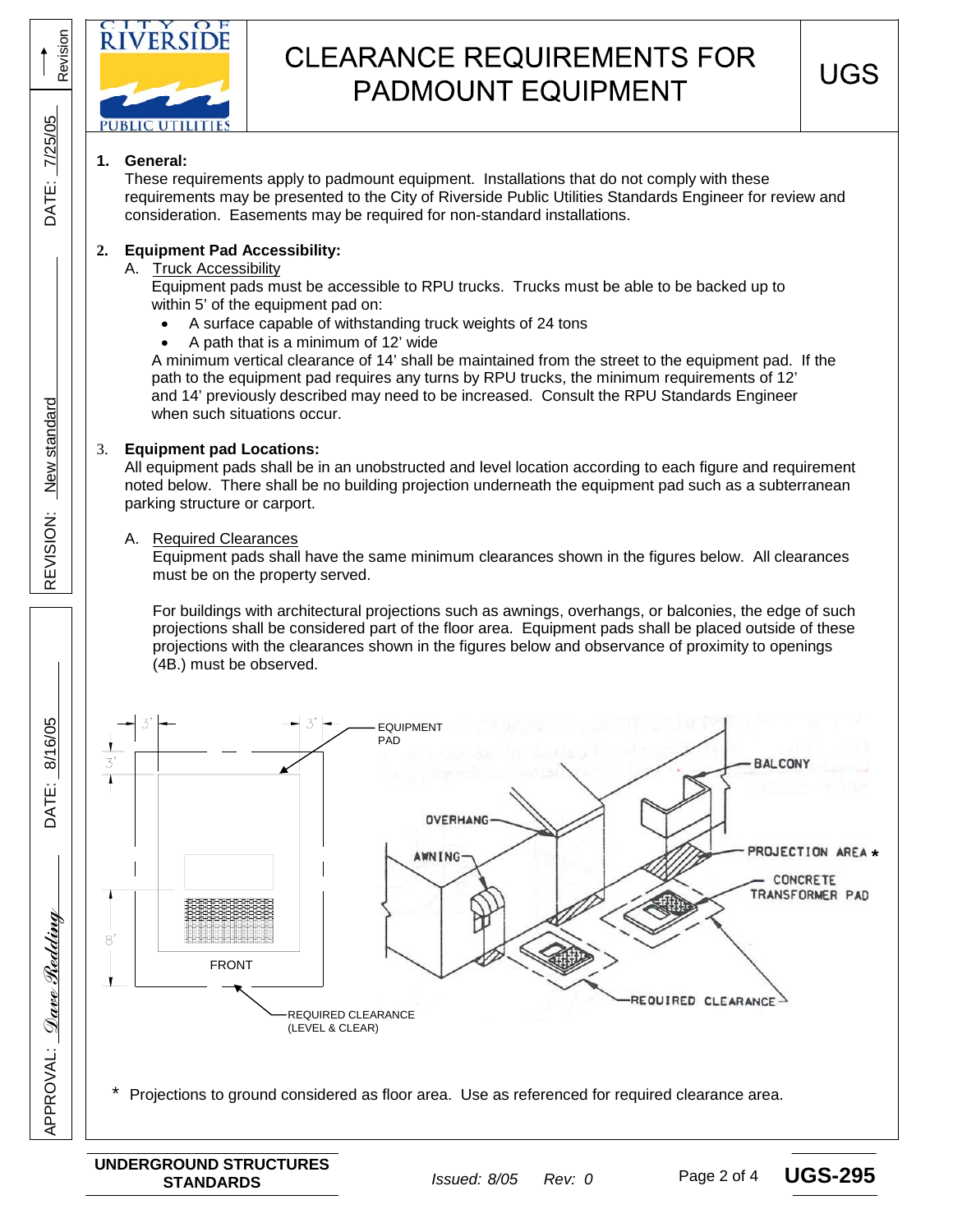# CLEARANCE REQUIREMENTS FOR PADMOUNT EQUIPMENT

**UGS**

1. **General:**
   These requirements apply to padmount equipment. Installations that do not comply with these requirements may be presented to the City of Riverside Public Utilities Standards Engineer for review and consideration. Easements may be required for non-standard installations.

2. **Equipment Pad Accessibility:**
   A. Truck Accessibility
   Equipment pads must be accessible to RPU trucks. Trucks must be able to be backed up to within 5' of the equipment pad on:
   - A surface capable of withstanding truck weights of 24 tons
   - A path that is a minimum of 12' wide

   A minimum vertical clearance of 14' shall be maintained from the street to the equipment pad. If the path to the equipment pad requires any turns by RPU trucks, the minimum requirements of 12' and 14' previously described may need to be increased. Consult the RPU Standards Engineer when such situations occur.

3. **Equipment pad Locations:**
   All equipment pads shall be in an unobstructed and level location according to each figure and requirement noted below. There shall be no building projection underneath the equipment pad such as a subterranean parking structure or carport.

   A. Required Clearances
   Equipment pads shall have the same minimum clearances shown in the figures below. All clearances must be on the property served.

   For buildings with architectural projections such as awnings, overhangs, or balconies, the edge of such projections shall be considered part of the floor area. Equipment pads shall be placed outside of these projections with the clearances shown in the figures below and observance of proximity to openings (4B.) must be observed.

3' 3' 3' 8'
EQUIPMENT PAD
FRONT
REQUIRED CLEARANCE (LEVEL & CLEAR)
BALCONY
OVERHANG
AWNING
PROJECTION AREA *
CONCRETE TRANSFORMER PAD
REQUIRED CLEARANCE

\* Projections to ground considered as floor area. Use as referenced for required clearance area.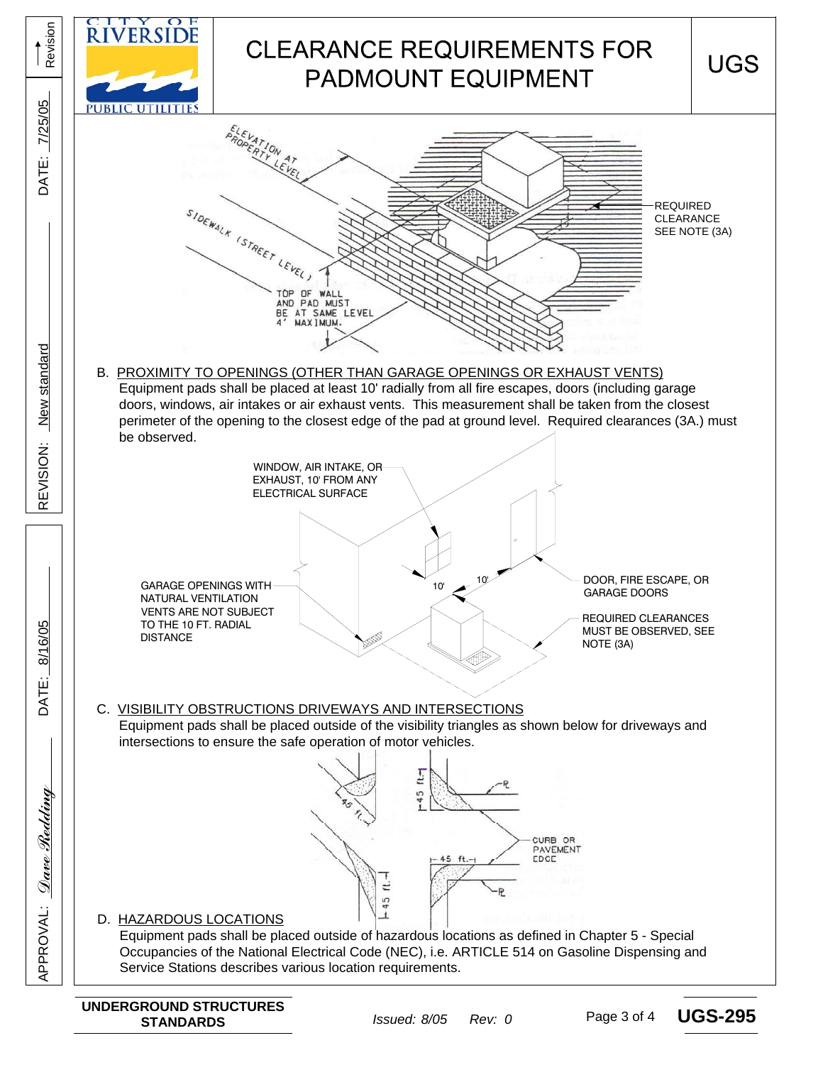# CLEARANCE REQUIREMENTS FOR PADMOUNT EQUIPMENT

ELEVATION AT PROPERTY LEVEL

SIDEWALK (STREET LEVEL)

TOP OF WALL AND PAD MUST BE AT SAME LEVEL 4' MAXIMUM.

REQUIRED CLEARANCE SEE NOTE (3A)

B. PROXIMITY TO OPENINGS (OTHER THAN GARAGE OPENINGS OR EXHAUST VENTS)

Equipment pads shall be placed at least 10' radially from all fire escapes, doors (including garage doors, windows, air intakes or air exhaust vents. This measurement shall be taken from the closest perimeter of the opening to the closest edge of the pad at ground level. Required clearances (3A.) must be observed.

WINDOW, AIR INTAKE, OR EXHAUST, 10' FROM ANY ELECTRICAL SURFACE

GARAGE OPENINGS WITH NATURAL VENTILATION VENTS ARE NOT SUBJECT TO THE 10 FT. RADIAL DISTANCE

10'

10'

DOOR, FIRE ESCAPE, OR GARAGE DOORS

REQUIRED CLEARANCES MUST BE OBSERVED, SEE NOTE (3A)

C. VISIBILITY OBSTRUCTIONS DRIVEWAYS AND INTERSECTIONS

Equipment pads shall be placed outside of the visibility triangles as shown below for driveways and intersections to ensure the safe operation of motor vehicles.

45 ft.

45 ft.

℄

CURB OR PAVEMENT EDGE

45 ft.

45 ft.

℄

D. HAZARDOUS LOCATIONS

Equipment pads shall be placed outside of hazardous locations as defined in Chapter 5 - Special Occupancies of the National Electrical Code (NEC), i.e. ARTICLE 514 on Gasoline Dispensing and Service Stations describes various location requirements.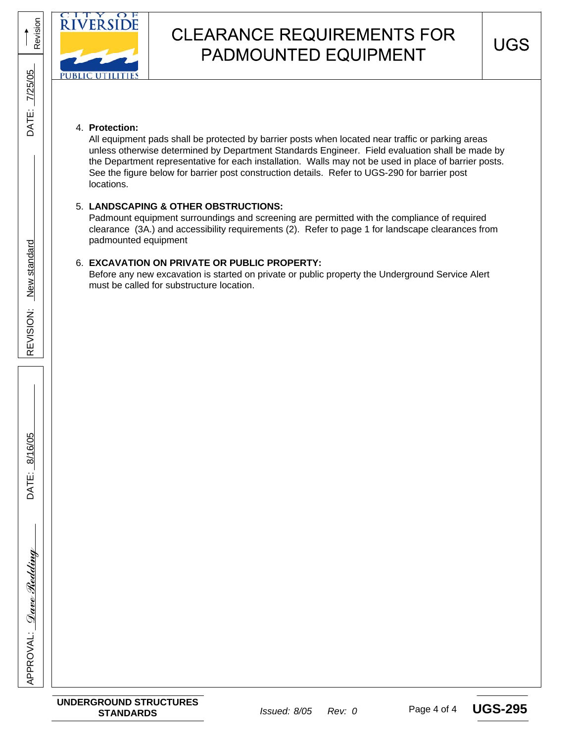# CLEARANCE REQUIREMENTS FOR PADMOUNTED EQUIPMENT

4. **Protection:**
   All equipment pads shall be protected by barrier posts when located near traffic or parking areas unless otherwise determined by Department Standards Engineer. Field evaluation shall be made by the Department representative for each installation. Walls may not be used in place of barrier posts. See the figure below for barrier post construction details. Refer to UGS-290 for barrier post locations.

5. **LANDSCAPING & OTHER OBSTRUCTIONS:**
   Padmount equipment surroundings and screening are permitted with the compliance of required clearance (3A.) and accessibility requirements (2). Refer to page 1 for landscape clearances from padmounted equipment

6. **EXCAVATION ON PRIVATE OR PUBLIC PROPERTY:**
   Before any new excavation is started on private or public property the Underground Service Alert must be called for substructure location.